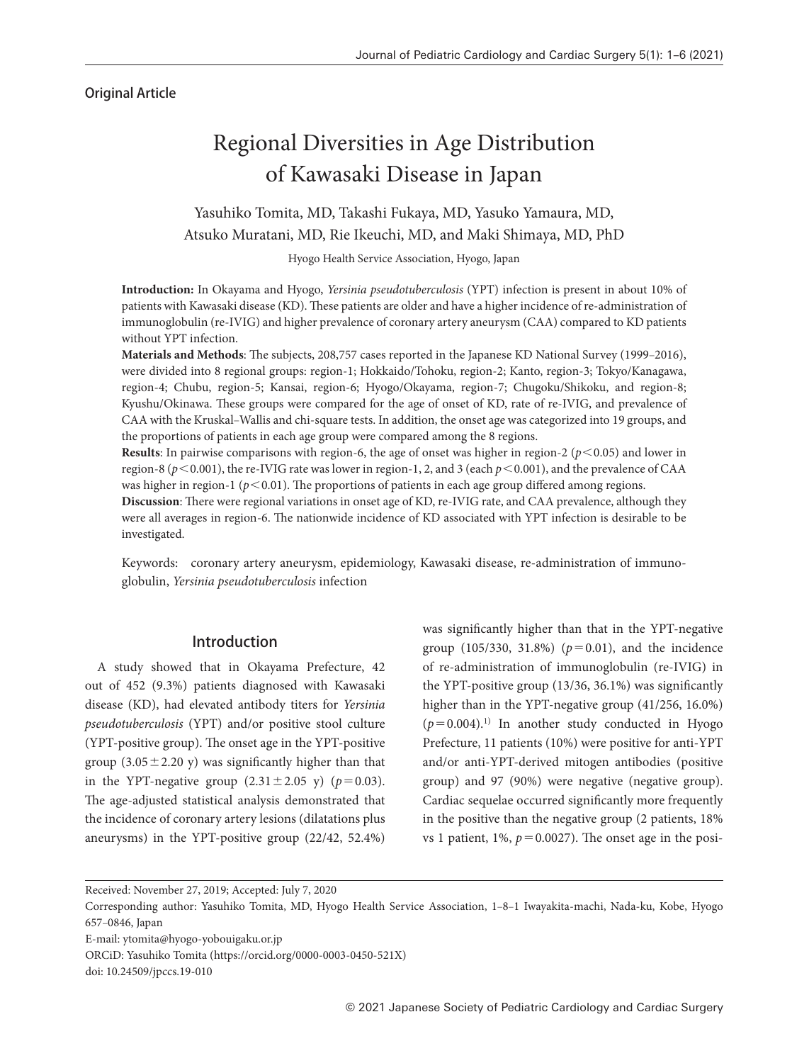Original Article

# Regional Diversities in Age Distribution of Kawasaki Disease in Japan

Yasuhiko Tomita, MD, Takashi Fukaya, MD, Yasuko Yamaura, MD, Atsuko Muratani, MD, Rie Ikeuchi, MD, and Maki Shimaya, MD, PhD

Hyogo Health Service Association, Hyogo, Japan

**Introduction:** In Okayama and Hyogo, *Yersinia pseudotuberculosis* (YPT) infection is present in about 10% of patients with Kawasaki disease (KD). These patients are older and have a higher incidence of re-administration of immunoglobulin (re-IVIG) and higher prevalence of coronary artery aneurysm (CAA) compared to KD patients without YPT infection.

**Materials and Methods**: The subjects, 208,757 cases reported in the Japanese KD National Survey (1999–2016), were divided into 8 regional groups: region-1; Hokkaido/Tohoku, region-2; Kanto, region-3; Tokyo/Kanagawa, region-4; Chubu, region-5; Kansai, region-6; Hyogo/Okayama, region-7; Chugoku/Shikoku, and region-8; Kyushu/Okinawa. These groups were compared for the age of onset of KD, rate of re-IVIG, and prevalence of CAA with the Kruskal–Wallis and chi-square tests. In addition, the onset age was categorized into 19 groups, and the proportions of patients in each age group were compared among the 8 regions.

**Results**: In pairwise comparisons with region-6, the age of onset was higher in region-2 ($p<0.05$) and lower in region-8 ($p<0.001$), the re-IVIG rate was lower in region-1, 2, and 3 (each $p<0.001$), and the prevalence of CAA was higher in region-1 ($p<0.01$). The proportions of patients in each age group differed among regions.

**Discussion**: There were regional variations in onset age of KD, re-IVIG rate, and CAA prevalence, although they were all averages in region-6. The nationwide incidence of KD associated with YPT infection is desirable to be investigated.

Keywords: coronary artery aneurysm, epidemiology, Kawasaki disease, re-administration of immunoglobulin, *Yersinia pseudotuberculosis* infection

## Introduction

A study showed that in Okayama Prefecture, 42 out of 452 (9.3%) patients diagnosed with Kawasaki disease (KD), had elevated antibody titers for *Yersinia pseudotuberculosis* (YPT) and/or positive stool culture (YPT-positive group). The onset age in the YPT-positive group ($3.05 \pm 2.20$ y) was significantly higher than that in the YPT-negative group ($2.31 \pm 2.05$ y) ($p=0.03$). The age-adjusted statistical analysis demonstrated that the incidence of coronary artery lesions (dilatations plus aneurysms) in the YPT-positive group (22/42, 52.4%) was significantly higher than that in the YPT-negative group (105/330, 31.8%) ($p=0.01$), and the incidence of re-administration of immunoglobulin (re-IVIG) in the YPT-positive group (13/36, 36.1%) was significantly higher than in the YPT-negative group (41/256, 16.0%) ($p=0.004$).[1] In another study conducted in Hyogo Prefecture, 11 patients (10%) were positive for anti-YPT and/or anti-YPT-derived mitogen antibodies (positive group) and 97 (90%) were negative (negative group). Cardiac sequelae occurred significantly more frequently in the positive than the negative group (2 patients, 18% vs 1 patient, 1%, $p=0.0027$). The onset age in the posi-

Received: November 27, 2019; Accepted: July 7, 2020

Corresponding author: Yasuhiko Tomita, MD, Hyogo Health Service Association, 1–8–1 Iwayakita-machi, Nada-ku, Kobe, Hyogo 657–0846, Japan

E-mail: ytomita@hyogo-yobouigaku.or.jp

ORCiD: Yasuhiko Tomita (https://orcid.org/0000-0003-0450-521X)

doi: 10.24509/jpccs.19-010

© 2021 Japanese Society of Pediatric Cardiology and Cardiac Surgery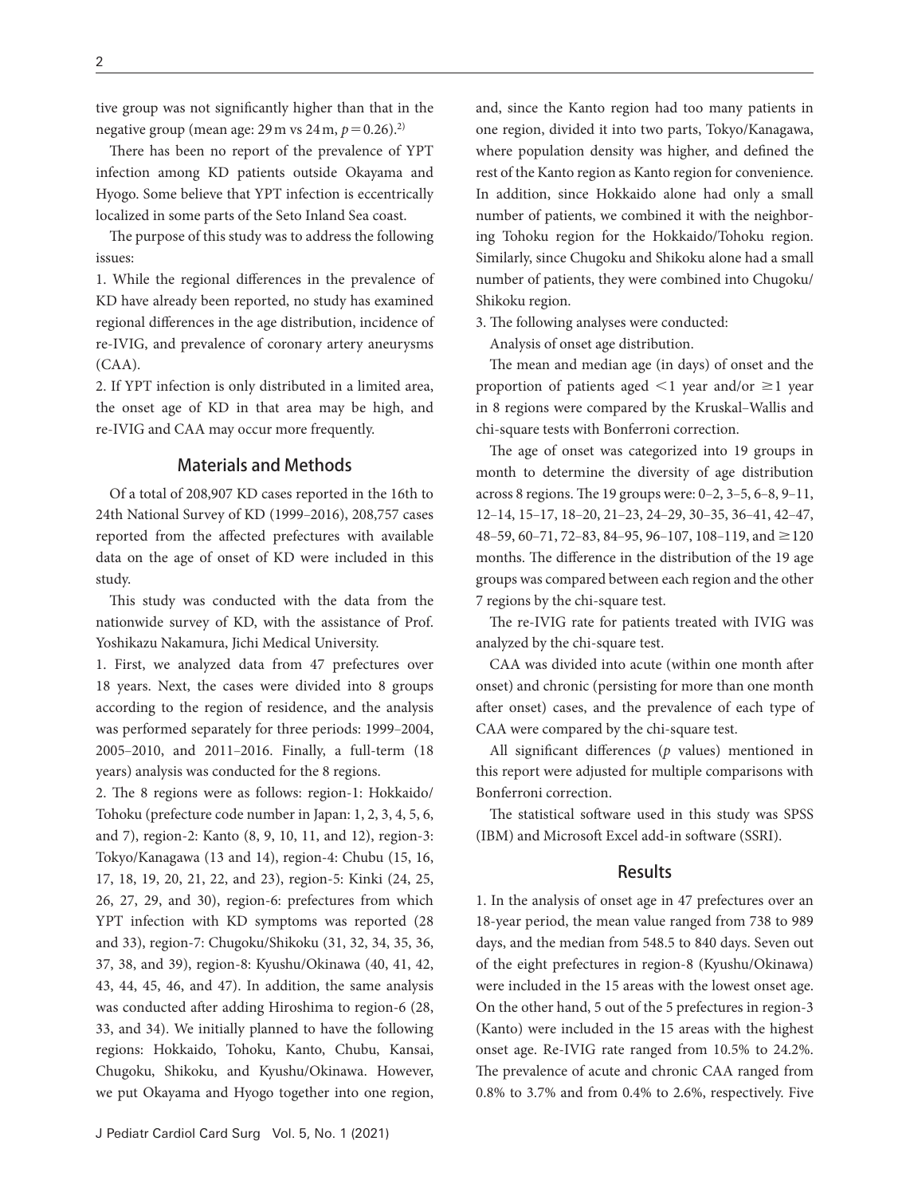tive group was not significantly higher than that in the negative group (mean age: 29 m vs 24 m, $p = 0.26$).[2)]

There has been no report of the prevalence of YPT infection among KD patients outside Okayama and Hyogo. Some believe that YPT infection is eccentrically localized in some parts of the Seto Inland Sea coast.

The purpose of this study was to address the following issues:

1. While the regional differences in the prevalence of KD have already been reported, no study has examined regional differences in the age distribution, incidence of re-IVIG, and prevalence of coronary artery aneurysms (CAA).
2. If YPT infection is only distributed in a limited area, the onset age of KD in that area may be high, and re-IVIG and CAA may occur more frequently.

## Materials and Methods

Of a total of 208,907 KD cases reported in the 16th to 24th National Survey of KD (1999–2016), 208,757 cases reported from the affected prefectures with available data on the age of onset of KD were included in this study.

This study was conducted with the data from the nationwide survey of KD, with the assistance of Prof. Yoshikazu Nakamura, Jichi Medical University.

1. First, we analyzed data from 47 prefectures over 18 years. Next, the cases were divided into 8 groups according to the region of residence, and the analysis was performed separately for three periods: 1999–2004, 2005–2010, and 2011–2016. Finally, a full-term (18 years) analysis was conducted for the 8 regions.
2. The 8 regions were as follows: region-1: Hokkaido/Tohoku (prefecture code number in Japan: 1, 2, 3, 4, 5, 6, and 7), region-2: Kanto (8, 9, 10, 11, and 12), region-3: Tokyo/Kanagawa (13 and 14), region-4: Chubu (15, 16, 17, 18, 19, 20, 21, 22, and 23), region-5: Kinki (24, 25, 26, 27, 29, and 30), region-6: prefectures from which YPT infection with KD symptoms was reported (28 and 33), region-7: Chugoku/Shikoku (31, 32, 34, 35, 36, 37, 38, and 39), region-8: Kyushu/Okinawa (40, 41, 42, 43, 44, 45, 46, and 47). In addition, the same analysis was conducted after adding Hiroshima to region-6 (28, 33, and 34). We initially planned to have the following regions: Hokkaido, Tohoku, Kanto, Chubu, Kansai, Chugoku, Shikoku, and Kyushu/Okinawa. However, we put Okayama and Hyogo together into one region, and, since the Kanto region had too many patients in one region, divided it into two parts, Tokyo/Kanagawa, where population density was higher, and defined the rest of the Kanto region as Kanto region for convenience. In addition, since Hokkaido alone had only a small number of patients, we combined it with the neighboring Tohoku region for the Hokkaido/Tohoku region. Similarly, since Chugoku and Shikoku alone had a small number of patients, they were combined into Chugoku/Shikoku region.
3. The following analyses were conducted:

Analysis of onset age distribution.

The mean and median age (in days) of onset and the proportion of patients aged $<1$ year and/or $\geq 1$ year in 8 regions were compared by the Kruskal–Wallis and chi-square tests with Bonferroni correction.

The age of onset was categorized into 19 groups in month to determine the diversity of age distribution across 8 regions. The 19 groups were: 0–2, 3–5, 6–8, 9–11, 12–14, 15–17, 18–20, 21–23, 24–29, 30–35, 36–41, 42–47, 48–59, 60–71, 72–83, 84–95, 96–107, 108–119, and $\geq 120$ months. The difference in the distribution of the 19 age groups was compared between each region and the other 7 regions by the chi-square test.

The re-IVIG rate for patients treated with IVIG was analyzed by the chi-square test.

CAA was divided into acute (within one month after onset) and chronic (persisting for more than one month after onset) cases, and the prevalence of each type of CAA were compared by the chi-square test.

All significant differences (*p* values) mentioned in this report were adjusted for multiple comparisons with Bonferroni correction.

The statistical software used in this study was SPSS (IBM) and Microsoft Excel add-in software (SSRI).

## Results

1. In the analysis of onset age in 47 prefectures over an 18-year period, the mean value ranged from 738 to 989 days, and the median from 548.5 to 840 days. Seven out of the eight prefectures in region-8 (Kyushu/Okinawa) were included in the 15 areas with the lowest onset age. On the other hand, 5 out of the 5 prefectures in region-3 (Kanto) were included in the 15 areas with the highest onset age. Re-IVIG rate ranged from 10.5% to 24.2%. The prevalence of acute and chronic CAA ranged from 0.8% to 3.7% and from 0.4% to 2.6%, respectively. Five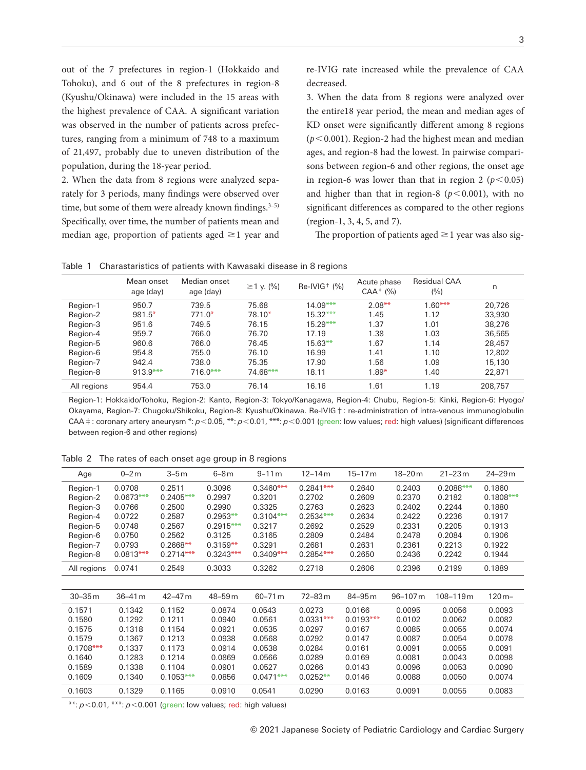out of the 7 prefectures in region-1 (Hokkaido and Tohoku), and 6 out of the 8 prefectures in region-8 (Kyushu/Okinawa) were included in the 15 areas with the highest prevalence of CAA. A significant variation was observed in the number of patients across prefectures, ranging from a minimum of 748 to a maximum of 21,497, probably due to uneven distribution of the population, during the 18-year period.

2. When the data from 8 regions were analyzed separately for 3 periods, many findings were observed over time, but some of them were already known findings.[3–5] Specifically, over time, the number of patients mean and median age, proportion of patients aged ≥1 year and re-IVIG rate increased while the prevalence of CAA decreased.

3. When the data from 8 regions were analyzed over the entire18 year period, the mean and median ages of KD onset were significantly different among 8 regions ($p<0.001$). Region-2 had the highest mean and median ages, and region-8 had the lowest. In pairwise comparisons between region-6 and other regions, the onset age in region-6 was lower than that in region 2 ($p<0.05$) and higher than that in region-8 ($p<0.001$), with no significant differences as compared to the other regions (region-1, 3, 4, 5, and 7).

The proportion of patients aged ≥1 year was also sig-

Table 1 Charastaristics of patients with Kawasaki disease in 8 regions

| | Mean onset age (day) | Median onset age (day) | ≥1 y. (%) | Re-IVIG† (%) | Acute phase CAA‡ (%) | Residual CAA (%) | n |
|---|---|---|---|---|---|---|---|
| Region-1 | 950.7 | 739.5 | 75.68 | 14.09*** | 2.08** | 1.60*** | 20,726 |
| Region-2 | 981.5* | 771.0* | 78.10* | 15.32*** | 1.45 | 1.12 | 33,930 |
| Region-3 | 951.6 | 749.5 | 76.15 | 15.29*** | 1.37 | 1.01 | 38,276 |
| Region-4 | 959.7 | 766.0 | 76.70 | 17.19 | 1.38 | 1.03 | 36,565 |
| Region-5 | 960.6 | 766.0 | 76.45 | 15.63** | 1.67 | 1.14 | 28,457 |
| Region-6 | 954.8 | 755.0 | 76.10 | 16.99 | 1.41 | 1.10 | 12,802 |
| Region-7 | 942.4 | 738.0 | 75.35 | 17.90 | 1.56 | 1.09 | 15,130 |
| Region-8 | 913.9*** | 716.0*** | 74.68*** | 18.11 | 1.89* | 1.40 | 22,871 |
| All regions | 954.4 | 753.0 | 76.14 | 16.16 | 1.61 | 1.19 | 208,757 |

Region-1: Hokkaido/Tohoku, Region-2: Kanto, Region-3: Tokyo/Kanagawa, Region-4: Chubu, Region-5: Kinki, Region-6: Hyogo/Okayama, Region-7: Chugoku/Shikoku, Region-8: Kyushu/Okinawa. Re-IVIG†: re-administration of intra-venous immunoglobulin CAA‡: coronary artery aneurysm *: $p<0.05$, **: $p<0.01$, ***: $p<0.001$ (green: low values; red: high values) (significant differences between region-6 and other regions)

Table 2 The rates of each onset age group in 8 regions

| Age | 0–2 m | 3–5 m | 6–8 m | 9–11 m | 12–14 m | 15–17 m | 18–20 m | 21–23 m | 24–29 m | 30–35 m | 36–41 m | 42–47 m | 48–59 m | 60–71 m | 72–83 m | 84–95 m | 96–107 m | 108–119 m | 120 m– |
|---|---|---|---|---|---|---|---|---|---|---|---|---|---|---|---|---|---|---|---|
| Region-1 | 0.0708 | 0.2511 | 0.3096 | 0.3460*** | 0.2841*** | 0.2640 | 0.2403 | 0.2088*** | 0.1860 | 0.1571 | 0.1342 | 0.1152 | 0.0874 | 0.0543 | 0.0273 | 0.0166 | 0.0095 | 0.0056 | 0.0093 |
| Region-2 | 0.0673*** | 0.2405*** | 0.2997 | 0.3201 | 0.2702 | 0.2609 | 0.2370 | 0.2182 | 0.1808*** | 0.1580 | 0.1292 | 0.1211 | 0.0940 | 0.0561 | 0.0331*** | 0.0193*** | 0.0102 | 0.0062 | 0.0082 |
| Region-3 | 0.0766 | 0.2500 | 0.2990 | 0.3325 | 0.2763 | 0.2623 | 0.2402 | 0.2244 | 0.1880 | 0.1575 | 0.1318 | 0.1154 | 0.0921 | 0.0535 | 0.0297 | 0.0167 | 0.0085 | 0.0055 | 0.0074 |
| Region-4 | 0.0722 | 0.2587 | 0.2953** | 0.3104*** | 0.2534*** | 0.2634 | 0.2422 | 0.2236 | 0.1917 | 0.1579 | 0.1367 | 0.1213 | 0.0938 | 0.0568 | 0.0292 | 0.0147 | 0.0087 | 0.0054 | 0.0078 |
| Region-5 | 0.0748 | 0.2567 | 0.2915*** | 0.3217 | 0.2692 | 0.2529 | 0.2331 | 0.2205 | 0.1913 | 0.1708*** | 0.1337 | 0.1173 | 0.0914 | 0.0538 | 0.0284 | 0.0161 | 0.0091 | 0.0055 | 0.0091 |
| Region-6 | 0.0750 | 0.2562 | 0.3125 | 0.3165 | 0.2809 | 0.2484 | 0.2478 | 0.2084 | 0.1906 | 0.1640 | 0.1283 | 0.1214 | 0.0869 | 0.0566 | 0.0289 | 0.0169 | 0.0081 | 0.0043 | 0.0098 |
| Region-7 | 0.0793 | 0.2668** | 0.3159** | 0.3291 | 0.2681 | 0.2631 | 0.2361 | 0.2213 | 0.1922 | 0.1589 | 0.1338 | 0.1104 | 0.0901 | 0.0527 | 0.0266 | 0.0143 | 0.0096 | 0.0053 | 0.0090 |
| Region-8 | 0.0813*** | 0.2714*** | 0.3243*** | 0.3409*** | 0.2854*** | 0.2650 | 0.2436 | 0.2242 | 0.1944 | 0.1609 | 0.1340 | 0.1053*** | 0.0856 | 0.0471*** | 0.0252** | 0.0146 | 0.0088 | 0.0050 | 0.0074 |
| All regions | 0.0741 | 0.2549 | 0.3033 | 0.3262 | 0.2718 | 0.2606 | 0.2396 | 0.2199 | 0.1889 | 0.1603 | 0.1329 | 0.1165 | 0.0910 | 0.0541 | 0.0290 | 0.0163 | 0.0091 | 0.0055 | 0.0083 |

**: $p<0.01$, ***: $p<0.001$ (green: low values; red: high values)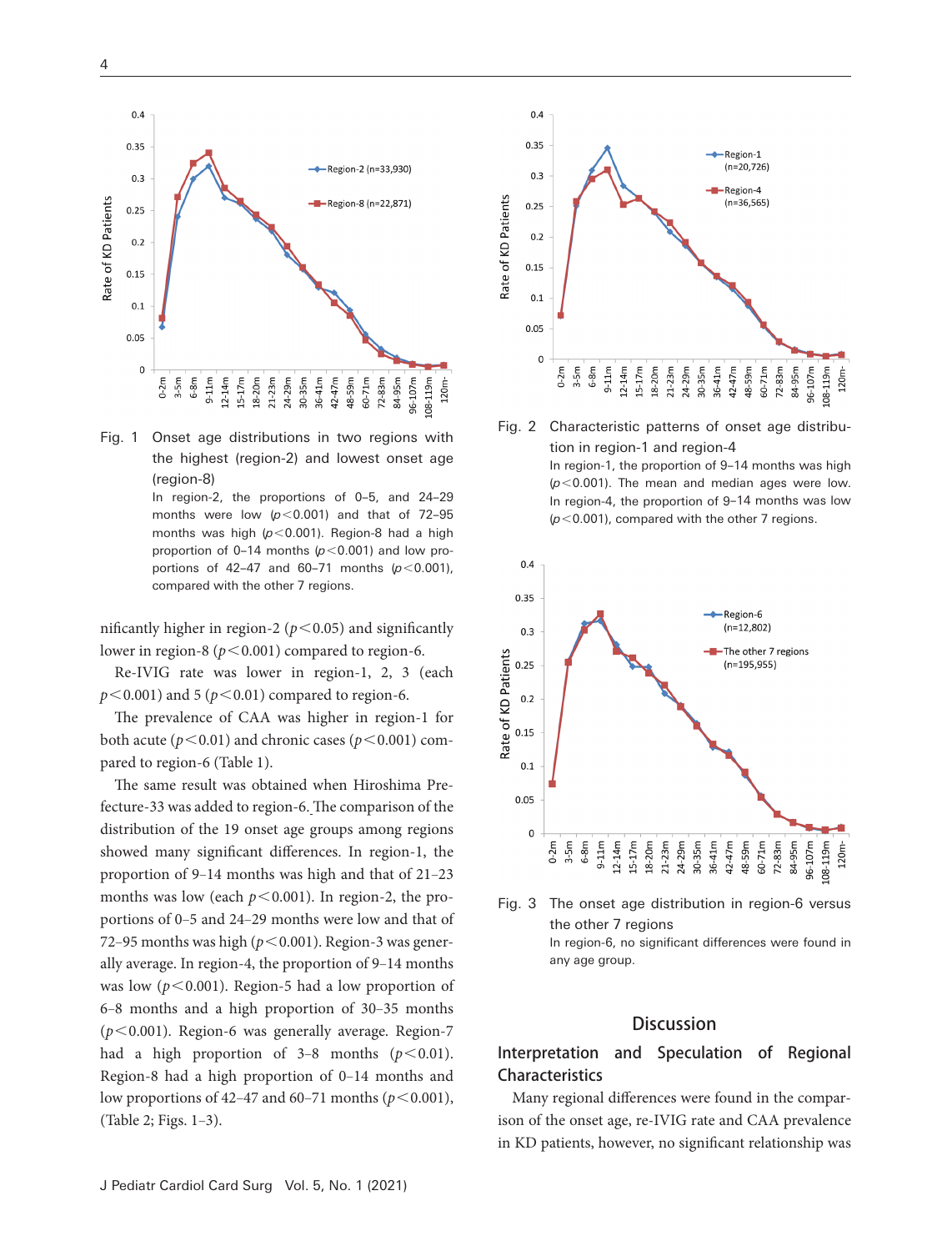Fig. 1 Onset age distributions in two regions with the highest (region-2) and lowest onset age (region-8)

In region-2, the proportions of 0–5, and 24–29 months were low ($p<0.001$) and that of 72–95 months was high ($p<0.001$). Region-8 had a high proportion of 0–14 months ($p<0.001$) and low proportions of 42–47 and 60–71 months ($p<0.001$), compared with the other 7 regions.

nificantly higher in region-2 ($p<0.05$) and significantly lower in region-8 ($p<0.001$) compared to region-6.

Re-IVIG rate was lower in region-1, 2, 3 (each $p<0.001$) and 5 ($p<0.01$) compared to region-6.

The prevalence of CAA was higher in region-1 for both acute ($p<0.01$) and chronic cases ($p<0.001$) compared to region-6 (Table 1).

The same result was obtained when Hiroshima Prefecture-33 was added to region-6. The comparison of the distribution of the 19 onset age groups among regions showed many significant differences. In region-1, the proportion of 9–14 months was high and that of 21–23 months was low (each $p<0.001$). In region-2, the proportions of 0–5 and 24–29 months were low and that of 72–95 months was high ($p<0.001$). Region-3 was generally average. In region-4, the proportion of 9–14 months was low ($p<0.001$). Region-5 had a low proportion of 6–8 months and a high proportion of 30–35 months ($p<0.001$). Region-6 was generally average. Region-7 had a high proportion of 3–8 months ($p<0.01$). Region-8 had a high proportion of 0–14 months and low proportions of 42–47 and 60–71 months ($p<0.001$), (Table 2; Figs. 1–3).

Fig. 2 Characteristic patterns of onset age distribution in region-1 and region-4

In region-1, the proportion of 9–14 months was high ($p<0.001$). The mean and median ages were low. In region-4, the proportion of 9–14 months was low ($p<0.001$), compared with the other 7 regions.

Fig. 3 The onset age distribution in region-6 versus the other 7 regions

In region-6, no significant differences were found in any age group.

## Discussion

### Interpretation and Speculation of Regional Characteristics

Many regional differences were found in the comparison of the onset age, re-IVIG rate and CAA prevalence in KD patients, however, no significant relationship was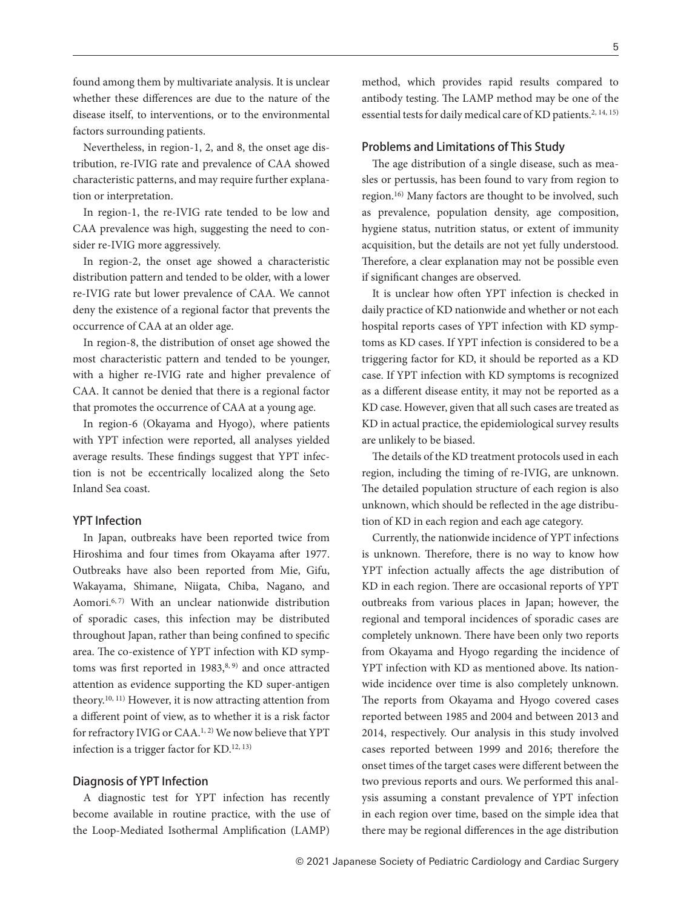found among them by multivariate analysis. It is unclear whether these differences are due to the nature of the disease itself, to interventions, or to the environmental factors surrounding patients.

Nevertheless, in region-1, 2, and 8, the onset age distribution, re-IVIG rate and prevalence of CAA showed characteristic patterns, and may require further explanation or interpretation.

In region-1, the re-IVIG rate tended to be low and CAA prevalence was high, suggesting the need to consider re-IVIG more aggressively.

In region-2, the onset age showed a characteristic distribution pattern and tended to be older, with a lower re-IVIG rate but lower prevalence of CAA. We cannot deny the existence of a regional factor that prevents the occurrence of CAA at an older age.

In region-8, the distribution of onset age showed the most characteristic pattern and tended to be younger, with a higher re-IVIG rate and higher prevalence of CAA. It cannot be denied that there is a regional factor that promotes the occurrence of CAA at a young age.

In region-6 (Okayama and Hyogo), where patients with YPT infection were reported, all analyses yielded average results. These findings suggest that YPT infection is not be eccentrically localized along the Seto Inland Sea coast.

### YPT Infection

In Japan, outbreaks have been reported twice from Hiroshima and four times from Okayama after 1977. Outbreaks have also been reported from Mie, Gifu, Wakayama, Shimane, Niigata, Chiba, Nagano, and Aomori.[6, 7] With an unclear nationwide distribution of sporadic cases, this infection may be distributed throughout Japan, rather than being confined to specific area. The co-existence of YPT infection with KD symptoms was first reported in 1983,[8, 9] and once attracted attention as evidence supporting the KD super-antigen theory.[10, 11] However, it is now attracting attention from a different point of view, as to whether it is a risk factor for refractory IVIG or CAA.[1, 2] We now believe that YPT infection is a trigger factor for KD.[12, 13]

### Diagnosis of YPT Infection

A diagnostic test for YPT infection has recently become available in routine practice, with the use of the Loop-Mediated Isothermal Amplification (LAMP) method, which provides rapid results compared to antibody testing. The LAMP method may be one of the essential tests for daily medical care of KD patients.[2, 14, 15]

### Problems and Limitations of This Study

The age distribution of a single disease, such as measles or pertussis, has been found to vary from region to region.[16] Many factors are thought to be involved, such as prevalence, population density, age composition, hygiene status, nutrition status, or extent of immunity acquisition, but the details are not yet fully understood. Therefore, a clear explanation may not be possible even if significant changes are observed.

It is unclear how often YPT infection is checked in daily practice of KD nationwide and whether or not each hospital reports cases of YPT infection with KD symptoms as KD cases. If YPT infection is considered to be a triggering factor for KD, it should be reported as a KD case. If YPT infection with KD symptoms is recognized as a different disease entity, it may not be reported as a KD case. However, given that all such cases are treated as KD in actual practice, the epidemiological survey results are unlikely to be biased.

The details of the KD treatment protocols used in each region, including the timing of re-IVIG, are unknown. The detailed population structure of each region is also unknown, which should be reflected in the age distribution of KD in each region and each age category.

Currently, the nationwide incidence of YPT infections is unknown. Therefore, there is no way to know how YPT infection actually affects the age distribution of KD in each region. There are occasional reports of YPT outbreaks from various places in Japan; however, the regional and temporal incidences of sporadic cases are completely unknown. There have been only two reports from Okayama and Hyogo regarding the incidence of YPT infection with KD as mentioned above. Its nationwide incidence over time is also completely unknown. The reports from Okayama and Hyogo covered cases reported between 1985 and 2004 and between 2013 and 2014, respectively. Our analysis in this study involved cases reported between 1999 and 2016; therefore the onset times of the target cases were different between the two previous reports and ours. We performed this analysis assuming a constant prevalence of YPT infection in each region over time, based on the simple idea that there may be regional differences in the age distribution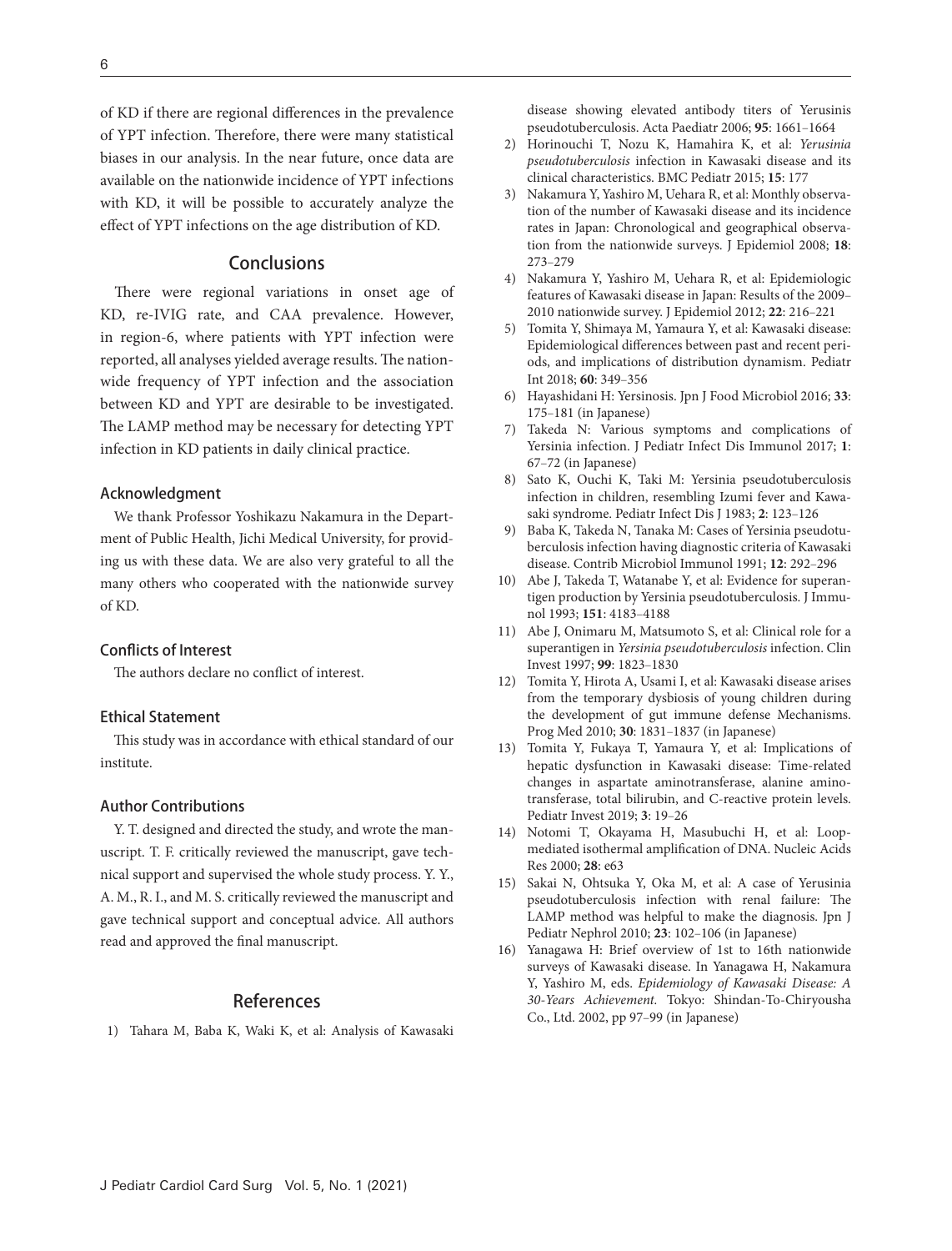of KD if there are regional differences in the prevalence of YPT infection. Therefore, there were many statistical biases in our analysis. In the near future, once data are available on the nationwide incidence of YPT infections with KD, it will be possible to accurately analyze the effect of YPT infections on the age distribution of KD.

## Conclusions

There were regional variations in onset age of KD, re-IVIG rate, and CAA prevalence. However, in region-6, where patients with YPT infection were reported, all analyses yielded average results. The nationwide frequency of YPT infection and the association between KD and YPT are desirable to be investigated. The LAMP method may be necessary for detecting YPT infection in KD patients in daily clinical practice.

### Acknowledgment

We thank Professor Yoshikazu Nakamura in the Department of Public Health, Jichi Medical University, for providing us with these data. We are also very grateful to all the many others who cooperated with the nationwide survey of KD.

### Conflicts of Interest

The authors declare no conflict of interest.

### Ethical Statement

This study was in accordance with ethical standard of our institute.

### Author Contributions

Y. T. designed and directed the study, and wrote the manuscript. T. F. critically reviewed the manuscript, gave technical support and supervised the whole study process. Y. Y., A. M., R. I., and M. S. critically reviewed the manuscript and gave technical support and conceptual advice. All authors read and approved the final manuscript.

## References

1) Tahara M, Baba K, Waki K, et al: Analysis of Kawasaki disease showing elevated antibody titers of Yerusinis pseudotuberculosis. Acta Paediatr 2006; **95**: 1661–1664
2) Horinouchi T, Nozu K, Hamahira K, et al: *Yerusinia pseudotuberculosis* infection in Kawasaki disease and its clinical characteristics. BMC Pediatr 2015; **15**: 177
3) Nakamura Y, Yashiro M, Uehara R, et al: Monthly observation of the number of Kawasaki disease and its incidence rates in Japan: Chronological and geographical observation from the nationwide surveys. J Epidemiol 2008; **18**: 273–279
4) Nakamura Y, Yashiro M, Uehara R, et al: Epidemiologic features of Kawasaki disease in Japan: Results of the 2009–2010 nationwide survey. J Epidemiol 2012; **22**: 216–221
5) Tomita Y, Shimaya M, Yamaura Y, et al: Kawasaki disease: Epidemiological differences between past and recent periods, and implications of distribution dynamism. Pediatr Int 2018; **60**: 349–356
6) Hayashidani H: Yersinosis. Jpn J Food Microbiol 2016; **33**: 175–181 (in Japanese)
7) Takeda N: Various symptoms and complications of Yersinia infection. J Pediatr Infect Dis Immunol 2017; **1**: 67–72 (in Japanese)
8) Sato K, Ouchi K, Taki M: Yersinia pseudotuberculosis infection in children, resembling Izumi fever and Kawasaki syndrome. Pediatr Infect Dis J 1983; **2**: 123–126
9) Baba K, Takeda N, Tanaka M: Cases of Yersinia pseudotuberculosis infection having diagnostic criteria of Kawasaki disease. Contrib Microbiol Immunol 1991; **12**: 292–296
10) Abe J, Takeda T, Watanabe Y, et al: Evidence for superantigen production by Yersinia pseudotuberculosis. J Immunol 1993; **151**: 4183–4188
11) Abe J, Onimaru M, Matsumoto S, et al: Clinical role for a superantigen in *Yersinia pseudotuberculosis* infection. Clin Invest 1997; **99**: 1823–1830
12) Tomita Y, Hirota A, Usami I, et al: Kawasaki disease arises from the temporary dysbiosis of young children during the development of gut immune defense Mechanisms. Prog Med 2010; **30**: 1831–1837 (in Japanese)
13) Tomita Y, Fukaya T, Yamaura Y, et al: Implications of hepatic dysfunction in Kawasaki disease: Time-related changes in aspartate aminotransferase, alanine aminotransferase, total bilirubin, and C-reactive protein levels. Pediatr Invest 2019; **3**: 19–26
14) Notomi T, Okayama H, Masubuchi H, et al: Loop-mediated isothermal amplification of DNA. Nucleic Acids Res 2000; **28**: e63
15) Sakai N, Ohtsuka Y, Oka M, et al: A case of Yerusinia pseudotuberculosis infection with renal failure: The LAMP method was helpful to make the diagnosis. Jpn J Pediatr Nephrol 2010; **23**: 102–106 (in Japanese)
16) Yanagawa H: Brief overview of 1st to 16th nationwide surveys of Kawasaki disease. In Yanagawa H, Nakamura Y, Yashiro M, eds. *Epidemiology of Kawasaki Disease: A 30-Years Achievement.* Tokyo: Shindan-To-Chiryousha Co., Ltd. 2002, pp 97–99 (in Japanese)